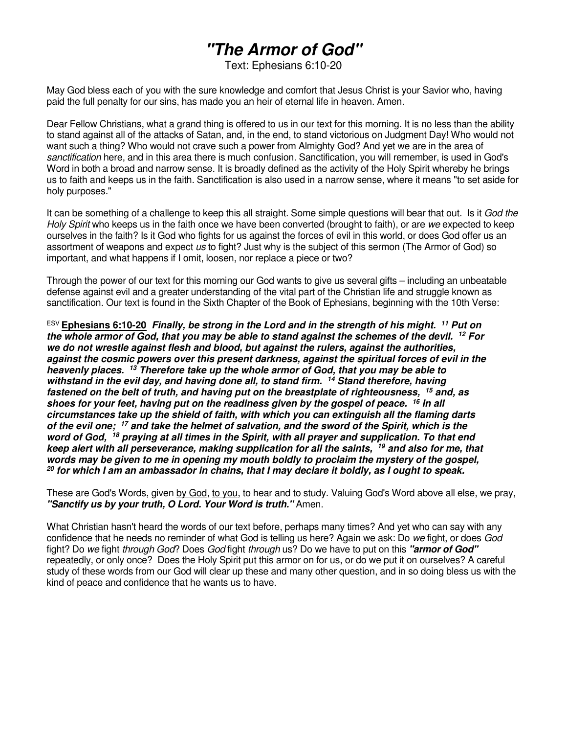# *"The Armor of God"*

Text: Ephesians 6:10-20

May God bless each of you with the sure knowledge and comfort that Jesus Christ is your Savior who, having paid the full penalty for our sins, has made you an heir of eternal life in heaven. Amen.

Dear Fellow Christians, what a grand thing is offered to us in our text for this morning. It is no less than the ability to stand against all of the attacks of Satan, and, in the end, to stand victorious on Judgment Day! Who would not want such a thing? Who would not crave such a power from Almighty God? And yet we are in the area of *sanctification* here, and in this area there is much confusion. Sanctification, you will remember, is used in God's Word in both a broad and narrow sense. It is broadly defined as the activity of the Holy Spirit whereby he brings us to faith and keeps us in the faith. Sanctification is also used in a narrow sense, where it means "to set aside for holy purposes."

It can be something of a challenge to keep this all straight. Some simple questions will bear that out. Is it *God the Holy Spirit* who keeps us in the faith once we have been converted (brought to faith), or are *we* expected to keep ourselves in the faith? Is it God who fights for us against the forces of evil in this world, or does God offer us an assortment of weapons and expect *us* to fight? Just why is the subject of this sermon (The Armor of God) so important, and what happens if I omit, loosen, nor replace a piece or two?

Through the power of our text for this morning our God wants to give us several gifts – including an unbeatable defense against evil and a greater understanding of the vital part of the Christian life and struggle known as sanctification. Our text is found in the Sixth Chapter of the Book of Ephesians, beginning with the 10th Verse:

ESV **Ephesians 6:10-20** ***Finally, be strong in the Lord and in the strength of his might. 11 Put on the whole armor of God, that you may be able to stand against the schemes of the devil. 12 For we do not wrestle against flesh and blood, but against the rulers, against the authorities, against the cosmic powers over this present darkness, against the spiritual forces of evil in the heavenly places. 13 Therefore take up the whole armor of God, that you may be able to withstand in the evil day, and having done all, to stand firm. 14 Stand therefore, having fastened on the belt of truth, and having put on the breastplate of righteousness, 15 and, as shoes for your feet, having put on the readiness given by the gospel of peace. 16 In all circumstances take up the shield of faith, with which you can extinguish all the flaming darts of the evil one; 17 and take the helmet of salvation, and the sword of the Spirit, which is the word of God, 18 praying at all times in the Spirit, with all prayer and supplication. To that end keep alert with all perseverance, making supplication for all the saints, 19 and also for me, that words may be given to me in opening my mouth boldly to proclaim the mystery of the gospel, 20 for which I am an ambassador in chains, that I may declare it boldly, as I ought to speak.***

These are God's Words, given by God, to you, to hear and to study. Valuing God's Word above all else, we pray, ***"Sanctify us by your truth, O Lord. Your Word is truth."*** Amen.

What Christian hasn't heard the words of our text before, perhaps many times? And yet who can say with any confidence that he needs no reminder of what God is telling us here? Again we ask: Do *we* fight, or does *God* fight? Do *we* fight *through God*? Does *God* fight *through* us? Do we have to put on this ***"armor of God"*** repeatedly, or only once? Does the Holy Spirit put this armor on for us, or do we put it on ourselves? A careful study of these words from our God will clear up these and many other question, and in so doing bless us with the kind of peace and confidence that he wants us to have.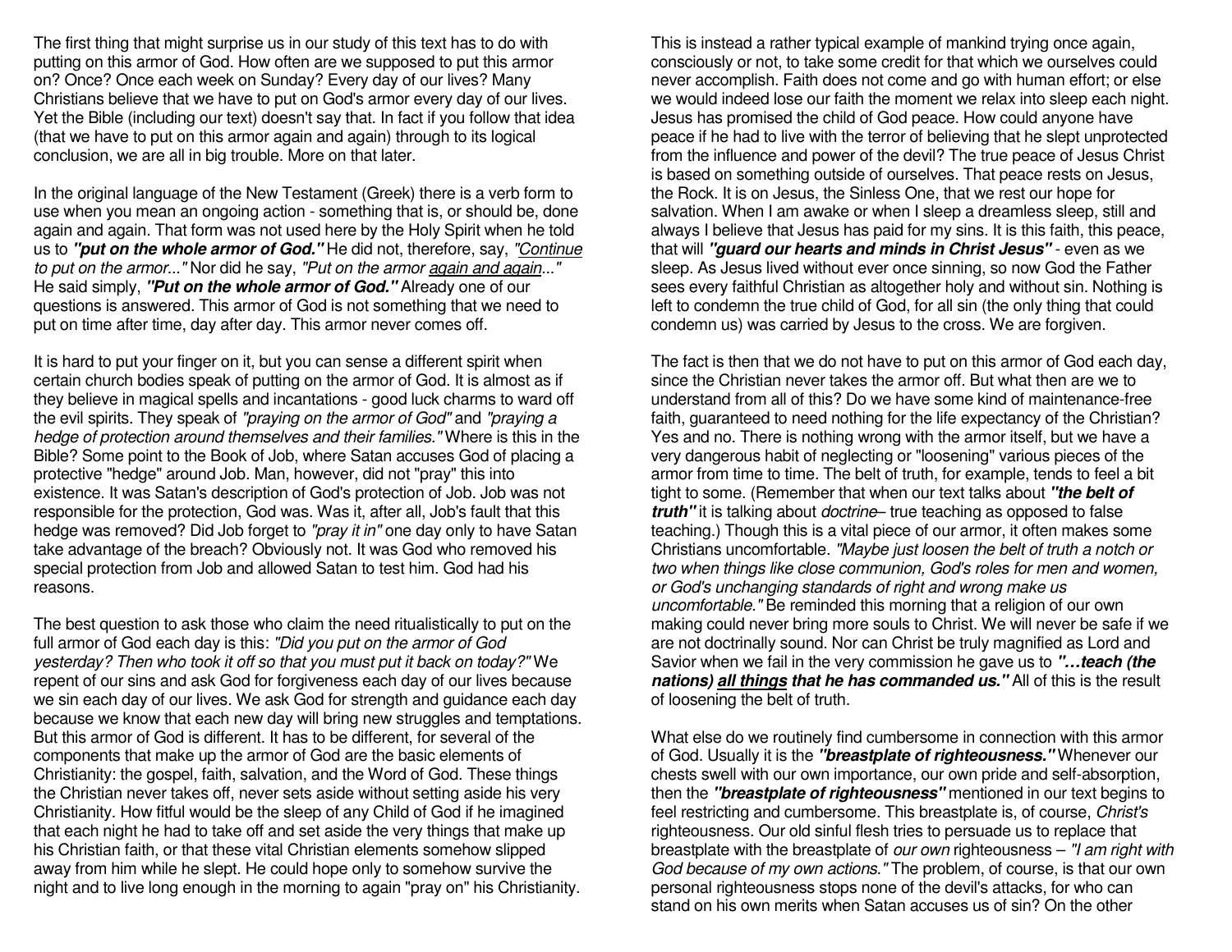The first thing that might surprise us in our study of this text has to do with putting on this armor of God. How often are we supposed to put this armor on? Once? Once each week on Sunday? Every day of our lives? Many Christians believe that we have to put on God's armor every day of our lives. Yet the Bible (including our text) doesn't say that. In fact if you follow that idea (that we have to put on this armor again and again) through to its logical conclusion, we are all in big trouble. More on that later.

In the original language of the New Testament (Greek) there is a verb form to use when you mean an ongoing action - something that is, or should be, done again and again. That form was not used here by the Holy Spirit when he told us to ***"put on the whole armor of God."*** He did not, therefore, say, *"Continue to put on the armor..."* Nor did he say, *"Put on the armor again and again..."* He said simply, ***"Put on the whole armor of God."*** Already one of our questions is answered. This armor of God is not something that we need to put on time after time, day after day. This armor never comes off.

It is hard to put your finger on it, but you can sense a different spirit when certain church bodies speak of putting on the armor of God. It is almost as if they believe in magical spells and incantations - good luck charms to ward off the evil spirits. They speak of *"praying on the armor of God"* and *"praying a hedge of protection around themselves and their families."* Where is this in the Bible? Some point to the Book of Job, where Satan accuses God of placing a protective "hedge" around Job. Man, however, did not "pray" this into existence. It was Satan's description of God's protection of Job. Job was not responsible for the protection, God was. Was it, after all, Job's fault that this hedge was removed? Did Job forget to *"pray it in"* one day only to have Satan take advantage of the breach? Obviously not. It was God who removed his special protection from Job and allowed Satan to test him. God had his reasons.

The best question to ask those who claim the need ritualistically to put on the full armor of God each day is this: *"Did you put on the armor of God yesterday? Then who took it off so that you must put it back on today?"* We repent of our sins and ask God for forgiveness each day of our lives because we sin each day of our lives. We ask God for strength and guidance each day because we know that each new day will bring new struggles and temptations. But this armor of God is different. It has to be different, for several of the components that make up the armor of God are the basic elements of Christianity: the gospel, faith, salvation, and the Word of God. These things the Christian never takes off, never sets aside without setting aside his very Christianity. How fitful would be the sleep of any Child of God if he imagined that each night he had to take off and set aside the very things that make up his Christian faith, or that these vital Christian elements somehow slipped away from him while he slept. He could hope only to somehow survive the night and to live long enough in the morning to again "pray on" his Christianity.

This is instead a rather typical example of mankind trying once again, consciously or not, to take some credit for that which we ourselves could never accomplish. Faith does not come and go with human effort; or else we would indeed lose our faith the moment we relax into sleep each night. Jesus has promised the child of God peace. How could anyone have peace if he had to live with the terror of believing that he slept unprotected from the influence and power of the devil? The true peace of Jesus Christ is based on something outside of ourselves. That peace rests on Jesus, the Rock. It is on Jesus, the Sinless One, that we rest our hope for salvation. When I am awake or when I sleep a dreamless sleep, still and always I believe that Jesus has paid for my sins. It is this faith, this peace, that will ***"guard our hearts and minds in Christ Jesus"*** - even as we sleep. As Jesus lived without ever once sinning, so now God the Father sees every faithful Christian as altogether holy and without sin. Nothing is left to condemn the true child of God, for all sin (the only thing that could condemn us) was carried by Jesus to the cross. We are forgiven.

The fact is then that we do not have to put on this armor of God each day, since the Christian never takes the armor off. But what then are we to understand from all of this? Do we have some kind of maintenance-free faith, guaranteed to need nothing for the life expectancy of the Christian? Yes and no. There is nothing wrong with the armor itself, but we have a very dangerous habit of neglecting or "loosening" various pieces of the armor from time to time. The belt of truth, for example, tends to feel a bit tight to some. (Remember that when our text talks about ***"the belt of truth"*** it is talking about *doctrine*– true teaching as opposed to false teaching.) Though this is a vital piece of our armor, it often makes some Christians uncomfortable. *"Maybe just loosen the belt of truth a notch or two when things like close communion, God's roles for men and women, or God's unchanging standards of right and wrong make us uncomfortable."* Be reminded this morning that a religion of our own making could never bring more souls to Christ. We will never be safe if we are not doctrinally sound. Nor can Christ be truly magnified as Lord and Savior when we fail in the very commission he gave us to ***"…teach (the nations) all things that he has commanded us."*** All of this is the result of loosening the belt of truth.

What else do we routinely find cumbersome in connection with this armor of God. Usually it is the ***"breastplate of righteousness."*** Whenever our chests swell with our own importance, our own pride and self-absorption, then the ***"breastplate of righteousness"*** mentioned in our text begins to feel restricting and cumbersome. This breastplate is, of course, *Christ's* righteousness. Our old sinful flesh tries to persuade us to replace that breastplate with the breastplate of *our own* righteousness – *"I am right with God because of my own actions."* The problem, of course, is that our own personal righteousness stops none of the devil's attacks, for who can stand on his own merits when Satan accuses us of sin? On the other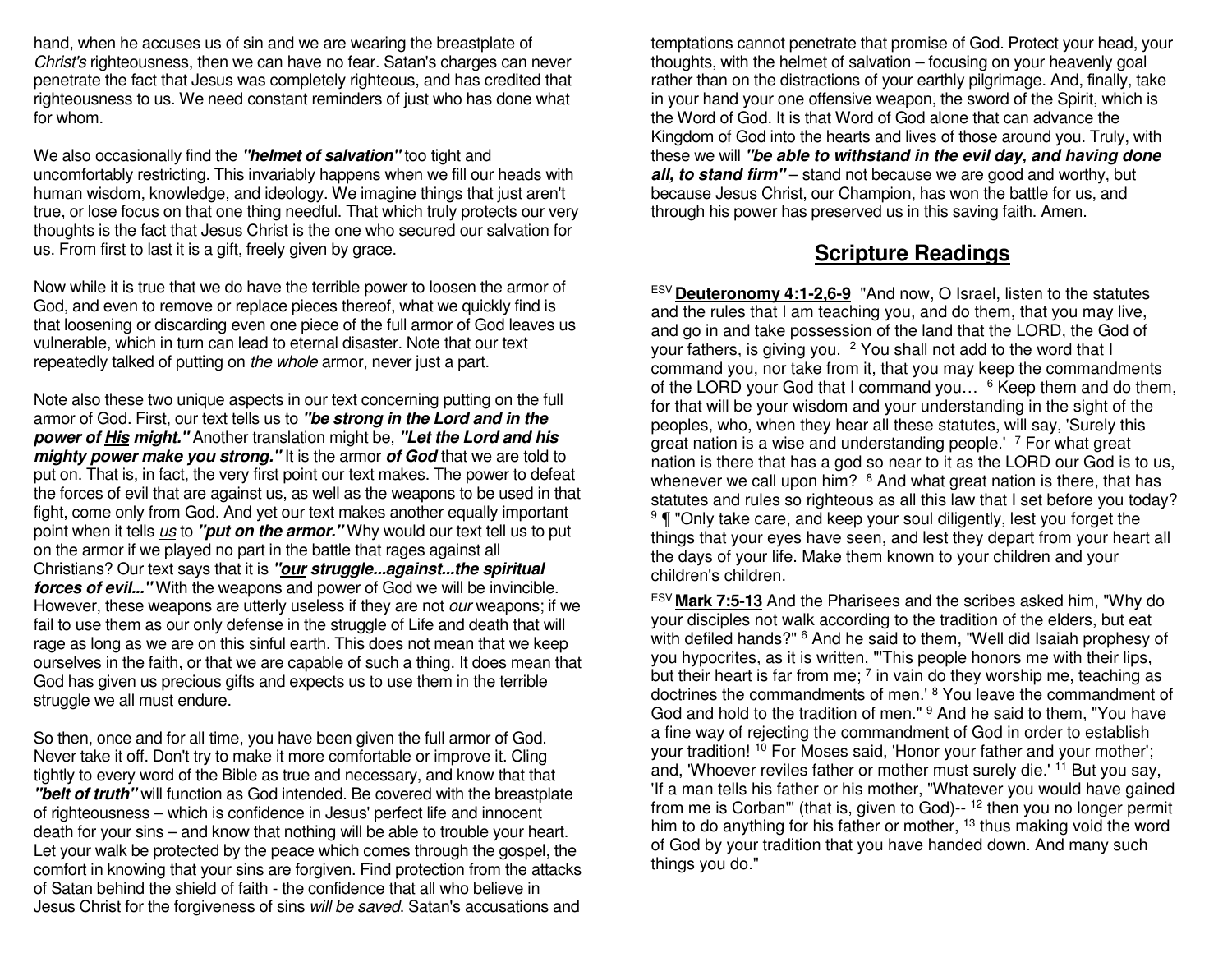hand, when he accuses us of sin and we are wearing the breastplate of *Christ's* righteousness, then we can have no fear. Satan's charges can never penetrate the fact that Jesus was completely righteous, and has credited that righteousness to us. We need constant reminders of just who has done what for whom.

We also occasionally find the ***"helmet of salvation"*** too tight and uncomfortably restricting. This invariably happens when we fill our heads with human wisdom, knowledge, and ideology. We imagine things that just aren't true, or lose focus on that one thing needful. That which truly protects our very thoughts is the fact that Jesus Christ is the one who secured our salvation for us. From first to last it is a gift, freely given by grace.

Now while it is true that we do have the terrible power to loosen the armor of God, and even to remove or replace pieces thereof, what we quickly find is that loosening or discarding even one piece of the full armor of God leaves us vulnerable, which in turn can lead to eternal disaster. Note that our text repeatedly talked of putting on *the whole* armor, never just a part.

Note also these two unique aspects in our text concerning putting on the full armor of God. First, our text tells us to ***"be strong in the Lord and in the power of <u>His</u> might."*** Another translation might be, ***"Let the Lord and his mighty power make you strong."*** It is the armor ***of God*** that we are told to put on. That is, in fact, the very first point our text makes. The power to defeat the forces of evil that are against us, as well as the weapons to be used in that fight, come only from God. And yet our text makes another equally important point when it tells *<u>us</u>* to ***"put on the armor."*** Why would our text tell us to put on the armor if we played no part in the battle that rages against all Christians? Our text says that it is ***"<u>our</u> struggle...against...the spiritual forces of evil..."*** With the weapons and power of God we will be invincible. However, these weapons are utterly useless if they are not *our* weapons; if we fail to use them as our only defense in the struggle of Life and death that will rage as long as we are on this sinful earth. This does not mean that we keep ourselves in the faith, or that we are capable of such a thing. It does mean that God has given us precious gifts and expects us to use them in the terrible struggle we all must endure.

So then, once and for all time, you have been given the full armor of God. Never take it off. Don't try to make it more comfortable or improve it. Cling tightly to every word of the Bible as true and necessary, and know that that ***"belt of truth"*** will function as God intended. Be covered with the breastplate of righteousness – which is confidence in Jesus' perfect life and innocent death for your sins – and know that nothing will be able to trouble your heart. Let your walk be protected by the peace which comes through the gospel, the comfort in knowing that your sins are forgiven. Find protection from the attacks of Satan behind the shield of faith - the confidence that all who believe in Jesus Christ for the forgiveness of sins *will be saved*. Satan's accusations and temptations cannot penetrate that promise of God. Protect your head, your thoughts, with the helmet of salvation – focusing on your heavenly goal rather than on the distractions of your earthly pilgrimage. And, finally, take in your hand your one offensive weapon, the sword of the Spirit, which is the Word of God. It is that Word of God alone that can advance the Kingdom of God into the hearts and lives of those around you. Truly, with these we will ***"be able to withstand in the evil day, and having done all, to stand firm"*** – stand not because we are good and worthy, but because Jesus Christ, our Champion, has won the battle for us, and through his power has preserved us in this saving faith. Amen.

## <u>Scripture Readings</u>

ESV **<u>Deuteronomy 4:1-2,6-9</u>** "And now, O Israel, listen to the statutes and the rules that I am teaching you, and do them, that you may live, and go in and take possession of the land that the LORD, the God of your fathers, is giving you. 2 You shall not add to the word that I command you, nor take from it, that you may keep the commandments of the LORD your God that I command you… 6 Keep them and do them, for that will be your wisdom and your understanding in the sight of the peoples, who, when they hear all these statutes, will say, 'Surely this great nation is a wise and understanding people.' 7 For what great nation is there that has a god so near to it as the LORD our God is to us, whenever we call upon him? 8 And what great nation is there, that has statutes and rules so righteous as all this law that I set before you today? 9 ¶ "Only take care, and keep your soul diligently, lest you forget the things that your eyes have seen, and lest they depart from your heart all the days of your life. Make them known to your children and your children's children.

ESV **<u>Mark 7:5-13</u>** And the Pharisees and the scribes asked him, "Why do your disciples not walk according to the tradition of the elders, but eat with defiled hands?" 6 And he said to them, "Well did Isaiah prophesy of you hypocrites, as it is written, "'This people honors me with their lips, but their heart is far from me; 7 in vain do they worship me, teaching as doctrines the commandments of men.' 8 You leave the commandment of God and hold to the tradition of men." 9 And he said to them, "You have a fine way of rejecting the commandment of God in order to establish your tradition! 10 For Moses said, 'Honor your father and your mother'; and, 'Whoever reviles father or mother must surely die.' 11 But you say, 'If a man tells his father or his mother, "Whatever you would have gained from me is Corban"' (that is, given to God)-- 12 then you no longer permit him to do anything for his father or mother, 13 thus making void the word of God by your tradition that you have handed down. And many such things you do."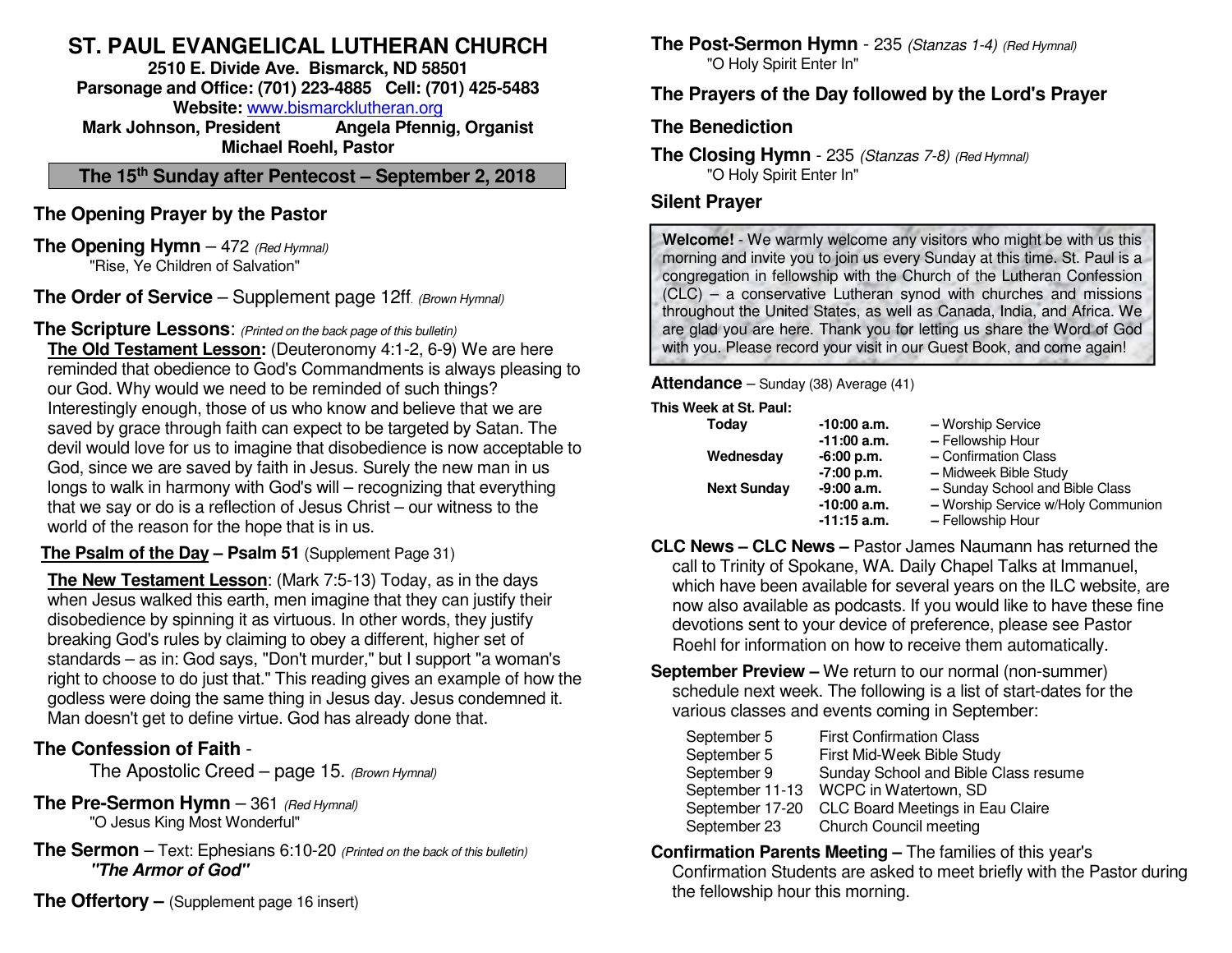# ST. PAUL EVANGELICAL LUTHERAN CHURCH

**2510 E. Divide Ave. Bismarck, ND 58501**
**Parsonage and Office: (701) 223-4885 Cell: (701) 425-5483**
**Website:** www.bismarcklutheran.org
**Mark Johnson, President Angela Pfennig, Organist**
**Michael Roehl, Pastor**

## The 15th Sunday after Pentecost – September 2, 2018

### The Opening Prayer by the Pastor

### The Opening Hymn – 472 *(Red Hymnal)*
"Rise, Ye Children of Salvation"

### The Order of Service – Supplement page 12ff. *(Brown Hymnal)*

### The Scripture Lessons: *(Printed on the back page of this bulletin)*

**The Old Testament Lesson:** (Deuteronomy 4:1-2, 6-9) We are here reminded that obedience to God's Commandments is always pleasing to our God. Why would we need to be reminded of such things? Interestingly enough, those of us who know and believe that we are saved by grace through faith can expect to be targeted by Satan. The devil would love for us to imagine that disobedience is now acceptable to God, since we are saved by faith in Jesus. Surely the new man in us longs to walk in harmony with God's will – recognizing that everything that we say or do is a reflection of Jesus Christ – our witness to the world of the reason for the hope that is in us.

**The Psalm of the Day – Psalm 51** (Supplement Page 31)

**The New Testament Lesson**: (Mark 7:5-13) Today, as in the days when Jesus walked this earth, men imagine that they can justify their disobedience by spinning it as virtuous. In other words, they justify breaking God's rules by claiming to obey a different, higher set of standards – as in: God says, "Don't murder," but I support "a woman's right to choose to do just that." This reading gives an example of how the godless were doing the same thing in Jesus day. Jesus condemned it. Man doesn't get to define virtue. God has already done that.

### The Confession of Faith -
The Apostolic Creed – page 15. *(Brown Hymnal)*

### The Pre-Sermon Hymn – 361 *(Red Hymnal)*
"O Jesus King Most Wonderful"

### The Sermon – Text: Ephesians 6:10-20 *(Printed on the back of this bulletin)*
***"The Armor of God"***

### The Offertory – (Supplement page 16 insert)

### The Post-Sermon Hymn - 235 *(Stanzas 1-4) (Red Hymnal)*
"O Holy Spirit Enter In"

### The Prayers of the Day followed by the Lord's Prayer

### The Benediction

### The Closing Hymn - 235 *(Stanzas 7-8) (Red Hymnal)*
"O Holy Spirit Enter In"

### Silent Prayer

**Welcome!** - We warmly welcome any visitors who might be with us this morning and invite you to join us every Sunday at this time. St. Paul is a congregation in fellowship with the Church of the Lutheran Confession (CLC) – a conservative Lutheran synod with churches and missions throughout the United States, as well as Canada, India, and Africa. We are glad you are here. Thank you for letting us share the Word of God with you. Please record your visit in our Guest Book, and come again!

**Attendance** – Sunday (38) Average (41)

**This Week at St. Paul:**

| | | |
|---|---|---|
| **Today** | **-10:00 a.m.** | **–** Worship Service |
| | **-11:00 a.m.** | **–** Fellowship Hour |
| **Wednesday** | **-6:00 p.m.** | – Confirmation Class |
| | **-7:00 p.m.** | **–** Midweek Bible Study |
| **Next Sunday** | **-9:00 a.m.** | **–** Sunday School and Bible Class |
| | **-10:00 a.m.** | **–** Worship Service w/Holy Communion |
| | **-11:15 a.m.** | **–** Fellowship Hour |

**CLC News – CLC News –** Pastor James Naumann has returned the call to Trinity of Spokane, WA. Daily Chapel Talks at Immanuel, which have been available for several years on the ILC website, are now also available as podcasts. If you would like to have these fine devotions sent to your device of preference, please see Pastor Roehl for information on how to receive them automatically.

**September Preview –** We return to our normal (non-summer) schedule next week. The following is a list of start-dates for the various classes and events coming in September:

| | |
|---|---|
| September 5 | First Confirmation Class |
| September 5 | First Mid-Week Bible Study |
| September 9 | Sunday School and Bible Class resume |
| September 11-13 | WCPC in Watertown, SD |
| September 17-20 | CLC Board Meetings in Eau Claire |
| September 23 | Church Council meeting |

**Confirmation Parents Meeting –** The families of this year's Confirmation Students are asked to meet briefly with the Pastor during the fellowship hour this morning.